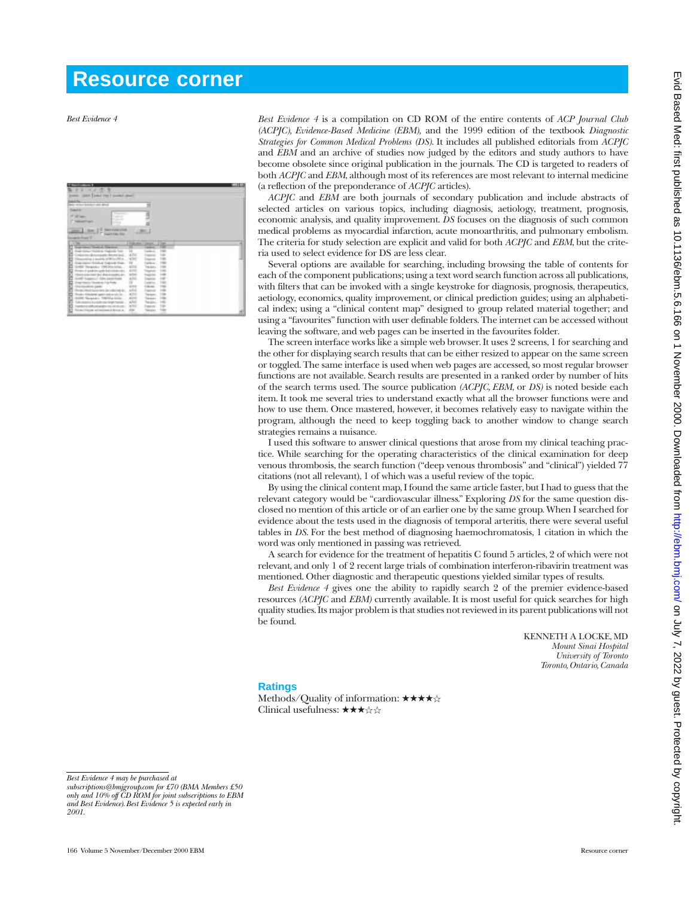# Resource corner

*Best Evidence 4*

*Best Evidence 4* is a compilation on CD ROM of the entire contents of *ACP Journal Club (ACPJC), Evidence-Based Medicine (EBM),* and the 1999 edition of the textbook *Diagnostic Strategies for Common Medical Problems (DS).* It includes all published editorials from *ACPJC* and *EBM* and an archive of studies now judged by the editors and study authors to have become obsolete since original publication in the journals. The CD is targeted to readers of both *ACPJC* and *EBM,* although most of its references are most relevant to internal medicine (a reflection of the preponderance of *ACPJC* articles).

*ACPJC* and *EBM* are both journals of secondary publication and include abstracts of selected articles on various topics, including diagnosis, aetiology, treatment, prognosis, economic analysis, and quality improvement. *DS* focuses on the diagnosis of such common medical problems as myocardial infarction, acute monoarthritis, and pulmonary embolism. The criteria for study selection are explicit and valid for both *ACPJC* and *EBM,* but the criteria used to select evidence for DS are less clear.

Several options are available for searching, including browsing the table of contents for each of the component publications; using a text word search function across all publications, with filters that can be invoked with a single keystroke for diagnosis, prognosis, therapeutics, aetiology, economics, quality improvement, or clinical prediction guides; using an alphabetical index; using a "clinical content map" designed to group related material together; and using a "favourites" function with user definable folders. The internet can be accessed without leaving the software, and web pages can be inserted in the favourites folder.

The screen interface works like a simple web browser. It uses 2 screens, 1 for searching and the other for displaying search results that can be either resized to appear on the same screen or toggled. The same interface is used when web pages are accessed, so most regular browser functions are not available. Search results are presented in a ranked order by number of hits of the search terms used. The source publication *(ACPJC, EBM,* or *DS)* is noted beside each item. It took me several tries to understand exactly what all the browser functions were and how to use them. Once mastered, however, it becomes relatively easy to navigate within the program, although the need to keep toggling back to another window to change search strategies remains a nuisance.

I used this software to answer clinical questions that arose from my clinical teaching practice. While searching for the operating characteristics of the clinical examination for deep venous thrombosis, the search function ("deep venous thrombosis" and "clinical") yielded 77 citations (not all relevant), 1 of which was a useful review of the topic.

By using the clinical content map, I found the same article faster, but I had to guess that the relevant category would be "cardiovascular illness." Exploring *DS* for the same question disclosed no mention of this article or of an earlier one by the same group. When I searched for evidence about the tests used in the diagnosis of temporal arteritis, there were several useful tables in *DS.* For the best method of diagnosing haemochromatosis, 1 citation in which the word was only mentioned in passing was retrieved.

A search for evidence for the treatment of hepatitis C found 5 articles, 2 of which were not relevant, and only 1 of 2 recent large trials of combination interferon-ribavirin treatment was mentioned. Other diagnostic and therapeutic questions yielded similar types of results.

*Best Evidence 4* gives one the ability to rapidly search 2 of the premier evidence-based resources *(ACPJC* and *EBM)* currently available. It is most useful for quick searches for high quality studies. Its major problem is that studies not reviewed in its parent publications will not be found.

KENNETH A LOCKE, MD
*Mount Sinai Hospital*
*University of Toronto*
*Toronto, Ontario, Canada*

### Ratings

Methods/Quality of information: ★★★★☆
Clinical usefulness: ★★★☆☆

---

*Best Evidence 4 may be purchased at subscriptions@bmjgroup.com for £70 (BMA Members £50 only and 10% off CD ROM for joint subscriptions to EBM and Best Evidence). Best Evidence 5 is expected early in 2001.*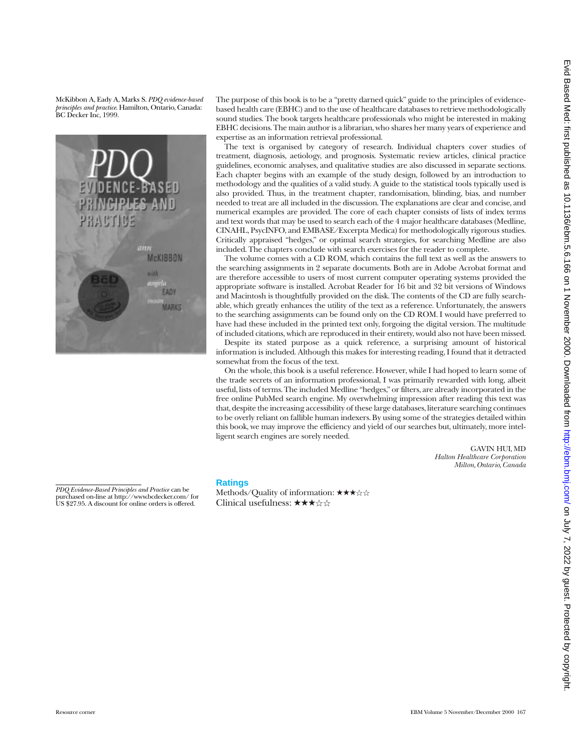McKibbon A, Eady A, Marks S. *PDQ evidence-based principles and practice.* Hamilton, Ontario, Canada: BC Decker Inc, 1999.

The purpose of this book is to be a "pretty darned quick" guide to the principles of evidence-based health care (EBHC) and to the use of healthcare databases to retrieve methodologically sound studies. The book targets healthcare professionals who might be interested in making EBHC decisions. The main author is a librarian, who shares her many years of experience and expertise as an information retrieval professional.

The text is organised by category of research. Individual chapters cover studies of treatment, diagnosis, aetiology, and prognosis. Systematic review articles, clinical practice guidelines, economic analyses, and qualitative studies are also discussed in separate sections. Each chapter begins with an example of the study design, followed by an introduction to methodology and the qualities of a valid study. A guide to the statistical tools typically used is also provided. Thus, in the treatment chapter, randomisation, blinding, bias, and number needed to treat are all included in the discussion. The explanations are clear and concise, and numerical examples are provided. The core of each chapter consists of lists of index terms and text words that may be used to search each of the 4 major healthcare databases (Medline, CINAHL, PsycINFO, and EMBASE/Excerpta Medica) for methodologically rigorous studies. Critically appraised "hedges," or optimal search strategies, for searching Medline are also included. The chapters conclude with search exercises for the reader to complete.

The volume comes with a CD ROM, which contains the full text as well as the answers to the searching assignments in 2 separate documents. Both are in Adobe Acrobat format and are therefore accessible to users of most current computer operating systems provided the appropriate software is installed. Acrobat Reader for 16 bit and 32 bit versions of Windows and Macintosh is thoughtfully provided on the disk. The contents of the CD are fully searchable, which greatly enhances the utility of the text as a reference. Unfortunately, the answers to the searching assignments can be found only on the CD ROM. I would have preferred to have had these included in the printed text only, forgoing the digital version. The multitude of included citations, which are reproduced in their entirety, would also not have been missed.

Despite its stated purpose as a quick reference, a surprising amount of historical information is included. Although this makes for interesting reading, I found that it detracted somewhat from the focus of the text.

On the whole, this book is a useful reference. However, while I had hoped to learn some of the trade secrets of an information professional, I was primarily rewarded with long, albeit useful, lists of terms. The included Medline "hedges," or filters, are already incorporated in the free online PubMed search engine. My overwhelming impression after reading this text was that, despite the increasing accessibility of these large databases, literature searching continues to be overly reliant on fallible human indexers. By using some of the strategies detailed within this book, we may improve the efficiency and yield of our searches but, ultimately, more intelligent search engines are sorely needed.

GAVIN HUI, MD
*Halton Healthcare Corporation*
*Milton, Ontario, Canada*

*PDQ Evidence-Based Principles and Practice* can be purchased on-line at http://www.bcdecker.com/ for US $27.95. A discount for online orders is offered.

### Ratings

Methods/Quality of information: ★★★☆☆
Clinical usefulness: ★★★☆☆